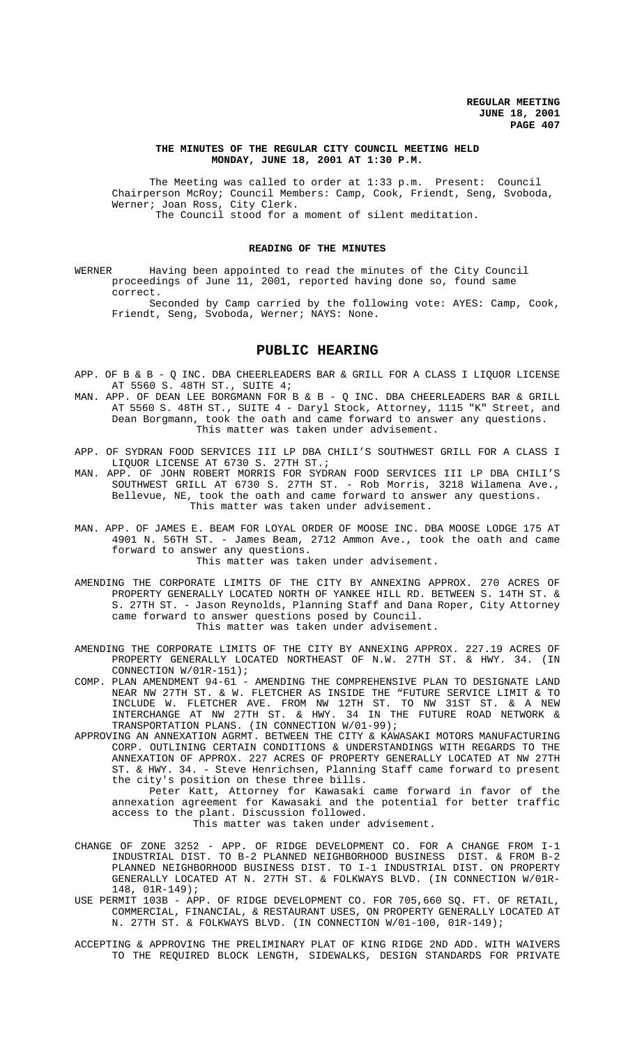**REGULAR MEETING**
**JUNE 18, 2001**

## THE MINUTES OF THE REGULAR CITY COUNCIL MEETING HELD MONDAY, JUNE 18, 2001 AT 1:30 P.M.

The Meeting was called to order at 1:33 p.m. Present: Council Chairperson McRoy; Council Members: Camp, Cook, Friendt, Seng, Svoboda, Werner; Joan Ross, City Clerk.

The Council stood for a moment of silent meditation.

## READING OF THE MINUTES

WERNER Having been appointed to read the minutes of the City Council proceedings of June 11, 2001, reported having done so, found same correct.

Seconded by Camp carried by the following vote: AYES: Camp, Cook, Friendt, Seng, Svoboda, Werner; NAYS: None.

# PUBLIC HEARING

APP. OF B & B - Q INC. DBA CHEERLEADERS BAR & GRILL FOR A CLASS I LIQUOR LICENSE AT 5560 S. 48TH ST., SUITE 4;

MAN. APP. OF DEAN LEE BORGMANN FOR B & B - Q INC. DBA CHEERLEADERS BAR & GRILL AT 5560 S. 48TH ST., SUITE 4 - Daryl Stock, Attorney, 1115 "K" Street, and Dean Borgmann, took the oath and came forward to answer any questions.
This matter was taken under advisement.

APP. OF SYDRAN FOOD SERVICES III LP DBA CHILI'S SOUTHWEST GRILL FOR A CLASS I LIQUOR LICENSE AT 6730 S. 27TH ST.;

MAN. APP. OF JOHN ROBERT MORRIS FOR SYDRAN FOOD SERVICES III LP DBA CHILI'S SOUTHWEST GRILL AT 6730 S. 27TH ST. - Rob Morris, 3218 Wilamena Ave., Bellevue, NE, took the oath and came forward to answer any questions.
This matter was taken under advisement.

MAN. APP. OF JAMES E. BEAM FOR LOYAL ORDER OF MOOSE INC. DBA MOOSE LODGE 175 AT 4901 N. 56TH ST. - James Beam, 2712 Ammon Ave., took the oath and came forward to answer any questions.
This matter was taken under advisement.

AMENDING THE CORPORATE LIMITS OF THE CITY BY ANNEXING APPROX. 270 ACRES OF PROPERTY GENERALLY LOCATED NORTH OF YANKEE HILL RD. BETWEEN S. 14TH ST. & S. 27TH ST. - Jason Reynolds, Planning Staff and Dana Roper, City Attorney came forward to answer questions posed by Council.
This matter was taken under advisement.

AMENDING THE CORPORATE LIMITS OF THE CITY BY ANNEXING APPROX. 227.19 ACRES OF PROPERTY GENERALLY LOCATED NORTHEAST OF N.W. 27TH ST. & HWY. 34. (IN CONNECTION W/01R-151);

COMP. PLAN AMENDMENT 94-61 - AMENDING THE COMPREHENSIVE PLAN TO DESIGNATE LAND NEAR NW 27TH ST. & W. FLETCHER AS INSIDE THE "FUTURE SERVICE LIMIT & TO INCLUDE W. FLETCHER AVE. FROM NW 12TH ST. TO NW 31ST ST. & A NEW INTERCHANGE AT NW 27TH ST. & HWY. 34 IN THE FUTURE ROAD NETWORK & TRANSPORTATION PLANS. (IN CONNECTION W/01-99);

APPROVING AN ANNEXATION AGRMT. BETWEEN THE CITY & KAWASAKI MOTORS MANUFACTURING CORP. OUTLINING CERTAIN CONDITIONS & UNDERSTANDINGS WITH REGARDS TO THE ANNEXATION OF APPROX. 227 ACRES OF PROPERTY GENERALLY LOCATED AT NW 27TH ST. & HWY. 34. - Steve Henrichsen, Planning Staff came forward to present the city's position on these three bills.

Peter Katt, Attorney for Kawasaki came forward in favor of the annexation agreement for Kawasaki and the potential for better traffic access to the plant. Discussion followed.
This matter was taken under advisement.

CHANGE OF ZONE 3252 - APP. OF RIDGE DEVELOPMENT CO. FOR A CHANGE FROM I-1 INDUSTRIAL DIST. TO B-2 PLANNED NEIGHBORHOOD BUSINESS DIST. & FROM B-2 PLANNED NEIGHBORHOOD BUSINESS DIST. TO I-1 INDUSTRIAL DIST. ON PROPERTY GENERALLY LOCATED AT N. 27TH ST. & FOLKWAYS BLVD. (IN CONNECTION W/01R-148, 01R-149);

USE PERMIT 103B - APP. OF RIDGE DEVELOPMENT CO. FOR 705,660 SQ. FT. OF RETAIL, COMMERCIAL, FINANCIAL, & RESTAURANT USES, ON PROPERTY GENERALLY LOCATED AT N. 27TH ST. & FOLKWAYS BLVD. (IN CONNECTION W/01-100, 01R-149);

ACCEPTING & APPROVING THE PRELIMINARY PLAT OF KING RIDGE 2ND ADD. WITH WAIVERS TO THE REQUIRED BLOCK LENGTH, SIDEWALKS, DESIGN STANDARDS FOR PRIVATE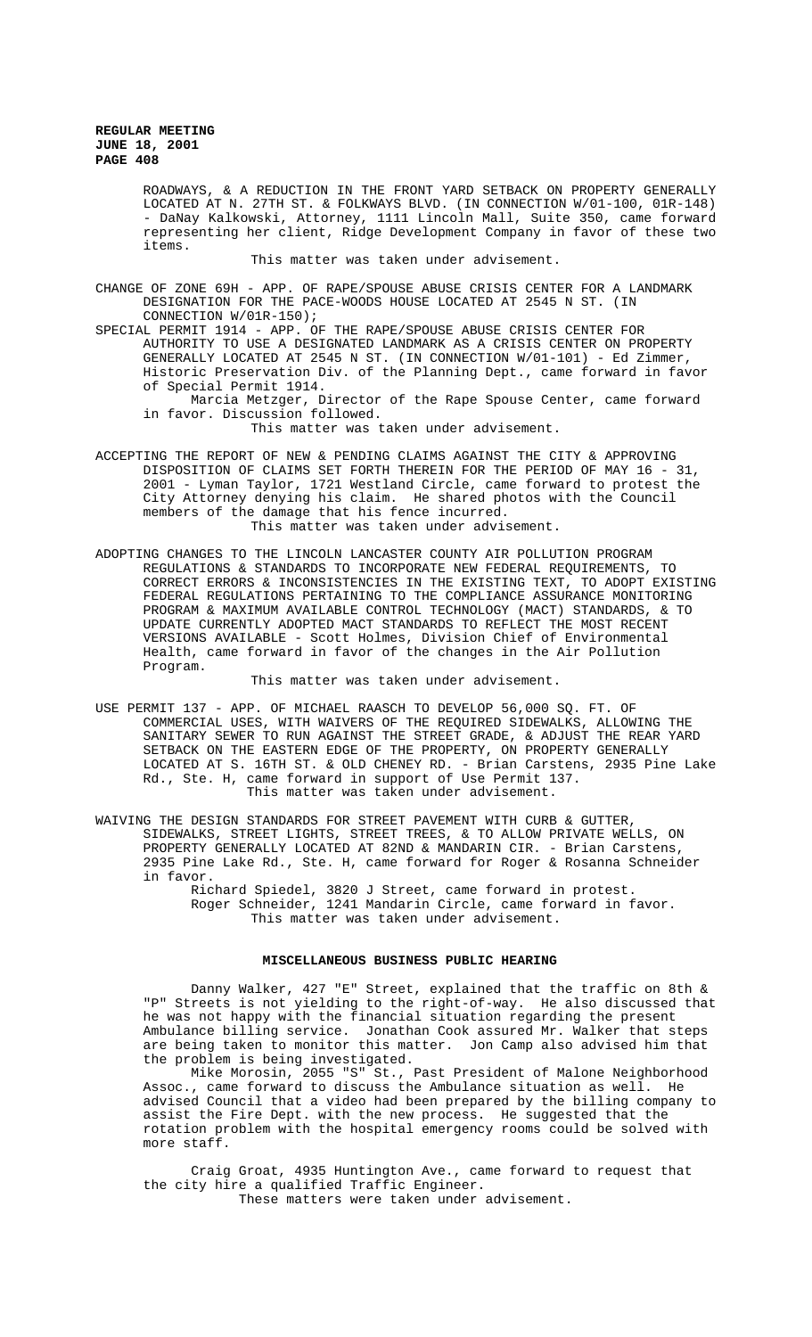ROADWAYS, & A REDUCTION IN THE FRONT YARD SETBACK ON PROPERTY GENERALLY LOCATED AT N. 27TH ST. & FOLKWAYS BLVD. (IN CONNECTION W/01-100, 01R-148) - DaNay Kalkowski, Attorney, 1111 Lincoln Mall, Suite 350, came forward representing her client, Ridge Development Company in favor of these two items.

This matter was taken under advisement.

CHANGE OF ZONE 69H - APP. OF RAPE/SPOUSE ABUSE CRISIS CENTER FOR A LANDMARK DESIGNATION FOR THE PACE-WOODS HOUSE LOCATED AT 2545 N ST. (IN CONNECTION W/01R-150);

SPECIAL PERMIT 1914 - APP. OF THE RAPE/SPOUSE ABUSE CRISIS CENTER FOR AUTHORITY TO USE A DESIGNATED LANDMARK AS A CRISIS CENTER ON PROPERTY GENERALLY LOCATED AT 2545 N ST. (IN CONNECTION W/01-101) - Ed Zimmer, Historic Preservation Div. of the Planning Dept., came forward in favor of Special Permit 1914.

Marcia Metzger, Director of the Rape Spouse Center, came forward in favor. Discussion followed.

This matter was taken under advisement.

ACCEPTING THE REPORT OF NEW & PENDING CLAIMS AGAINST THE CITY & APPROVING DISPOSITION OF CLAIMS SET FORTH THEREIN FOR THE PERIOD OF MAY 16 - 31, 2001 - Lyman Taylor, 1721 Westland Circle, came forward to protest the City Attorney denying his claim. He shared photos with the Council members of the damage that his fence incurred.

This matter was taken under advisement.

ADOPTING CHANGES TO THE LINCOLN LANCASTER COUNTY AIR POLLUTION PROGRAM REGULATIONS & STANDARDS TO INCORPORATE NEW FEDERAL REQUIREMENTS, TO CORRECT ERRORS & INCONSISTENCIES IN THE EXISTING TEXT, TO ADOPT EXISTING FEDERAL REGULATIONS PERTAINING TO THE COMPLIANCE ASSURANCE MONITORING PROGRAM & MAXIMUM AVAILABLE CONTROL TECHNOLOGY (MACT) STANDARDS, & TO UPDATE CURRENTLY ADOPTED MACT STANDARDS TO REFLECT THE MOST RECENT VERSIONS AVAILABLE - Scott Holmes, Division Chief of Environmental Health, came forward in favor of the changes in the Air Pollution Program.

This matter was taken under advisement.

USE PERMIT 137 - APP. OF MICHAEL RAASCH TO DEVELOP 56,000 SQ. FT. OF COMMERCIAL USES, WITH WAIVERS OF THE REQUIRED SIDEWALKS, ALLOWING THE SANITARY SEWER TO RUN AGAINST THE STREET GRADE, & ADJUST THE REAR YARD SETBACK ON THE EASTERN EDGE OF THE PROPERTY, ON PROPERTY GENERALLY LOCATED AT S. 16TH ST. & OLD CHENEY RD. - Brian Carstens, 2935 Pine Lake Rd., Ste. H, came forward in support of Use Permit 137.

This matter was taken under advisement.

WAIVING THE DESIGN STANDARDS FOR STREET PAVEMENT WITH CURB & GUTTER, SIDEWALKS, STREET LIGHTS, STREET TREES, & TO ALLOW PRIVATE WELLS, ON PROPERTY GENERALLY LOCATED AT 82ND & MANDARIN CIR. - Brian Carstens, 2935 Pine Lake Rd., Ste. H, came forward for Roger & Rosanna Schneider in favor.

Richard Spiedel, 3820 J Street, came forward in protest.

Roger Schneider, 1241 Mandarin Circle, came forward in favor.

This matter was taken under advisement.

## MISCELLANEOUS BUSINESS PUBLIC HEARING

Danny Walker, 427 "E" Street, explained that the traffic on 8th & "P" Streets is not yielding to the right-of-way. He also discussed that he was not happy with the financial situation regarding the present Ambulance billing service. Jonathan Cook assured Mr. Walker that steps are being taken to monitor this matter. Jon Camp also advised him that the problem is being investigated.

Mike Morosin, 2055 "S" St., Past President of Malone Neighborhood Assoc., came forward to discuss the Ambulance situation as well. He advised Council that a video had been prepared by the billing company to assist the Fire Dept. with the new process. He suggested that the rotation problem with the hospital emergency rooms could be solved with more staff.

Craig Groat, 4935 Huntington Ave., came forward to request that the city hire a qualified Traffic Engineer.

These matters were taken under advisement.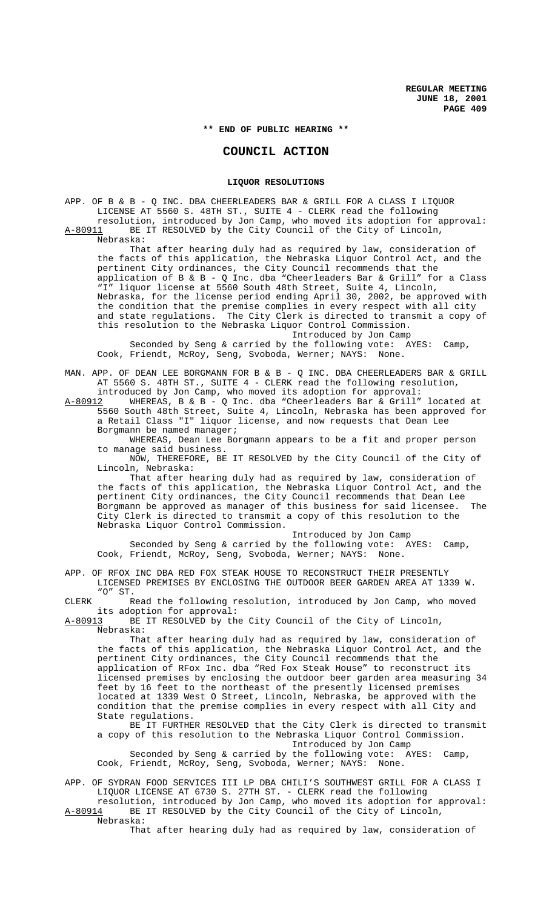**\*\* END OF PUBLIC HEARING \*\***

# COUNCIL ACTION

## LIQUOR RESOLUTIONS

APP. OF B & B - Q INC. DBA CHEERLEADERS BAR & GRILL FOR A CLASS I LIQUOR LICENSE AT 5560 S. 48TH ST., SUITE 4 - CLERK read the following resolution, introduced by Jon Camp, who moved its adoption for approval:

A-80911 BE IT RESOLVED by the City Council of the City of Lincoln, Nebraska:

That after hearing duly had as required by law, consideration of the facts of this application, the Nebraska Liquor Control Act, and the pertinent City ordinances, the City Council recommends that the application of B & B - Q Inc. dba "Cheerleaders Bar & Grill" for a Class "I" liquor license at 5560 South 48th Street, Suite 4, Lincoln, Nebraska, for the license period ending April 30, 2002, be approved with the condition that the premise complies in every respect with all city and state regulations. The City Clerk is directed to transmit a copy of this resolution to the Nebraska Liquor Control Commission.

Introduced by Jon Camp

Seconded by Seng & carried by the following vote: AYES: Camp, Cook, Friendt, McRoy, Seng, Svoboda, Werner; NAYS: None.

MAN. APP. OF DEAN LEE BORGMANN FOR B & B - Q INC. DBA CHEERLEADERS BAR & GRILL AT 5560 S. 48TH ST., SUITE 4 - CLERK read the following resolution, introduced by Jon Camp, who moved its adoption for approval:

A-80912 WHEREAS, B & B - Q Inc. dba "Cheerleaders Bar & Grill" located at 5560 South 48th Street, Suite 4, Lincoln, Nebraska has been approved for a Retail Class "I" liquor license, and now requests that Dean Lee Borgmann be named manager;

WHEREAS, Dean Lee Borgmann appears to be a fit and proper person to manage said business.

NOW, THEREFORE, BE IT RESOLVED by the City Council of the City of Lincoln, Nebraska:

That after hearing duly had as required by law, consideration of the facts of this application, the Nebraska Liquor Control Act, and the pertinent City ordinances, the City Council recommends that Dean Lee Borgmann be approved as manager of this business for said licensee. The City Clerk is directed to transmit a copy of this resolution to the Nebraska Liquor Control Commission.

Introduced by Jon Camp

Seconded by Seng & carried by the following vote: AYES: Camp, Cook, Friendt, McRoy, Seng, Svoboda, Werner; NAYS: None.

APP. OF RFOX INC DBA RED FOX STEAK HOUSE TO RECONSTRUCT THEIR PRESENTLY LICENSED PREMISES BY ENCLOSING THE OUTDOOR BEER GARDEN AREA AT 1339 W. "O" ST.

CLERK Read the following resolution, introduced by Jon Camp, who moved its adoption for approval:

A-80913 BE IT RESOLVED by the City Council of the City of Lincoln, Nebraska:

That after hearing duly had as required by law, consideration of the facts of this application, the Nebraska Liquor Control Act, and the pertinent City ordinances, the City Council recommends that the application of RFox Inc. dba "Red Fox Steak House" to reconstruct its licensed premises by enclosing the outdoor beer garden area measuring 34 feet by 16 feet to the northeast of the presently licensed premises located at 1339 West O Street, Lincoln, Nebraska, be approved with the condition that the premise complies in every respect with all City and State regulations.

BE IT FURTHER RESOLVED that the City Clerk is directed to transmit a copy of this resolution to the Nebraska Liquor Control Commission.

Introduced by Jon Camp

Seconded by Seng & carried by the following vote: AYES: Camp, Cook, Friendt, McRoy, Seng, Svoboda, Werner; NAYS: None.

APP. OF SYDRAN FOOD SERVICES III LP DBA CHILI'S SOUTHWEST GRILL FOR A CLASS I LIQUOR LICENSE AT 6730 S. 27TH ST. - CLERK read the following resolution, introduced by Jon Camp, who moved its adoption for approval:

A-80914 BE IT RESOLVED by the City Council of the City of Lincoln, Nebraska:

That after hearing duly had as required by law, consideration of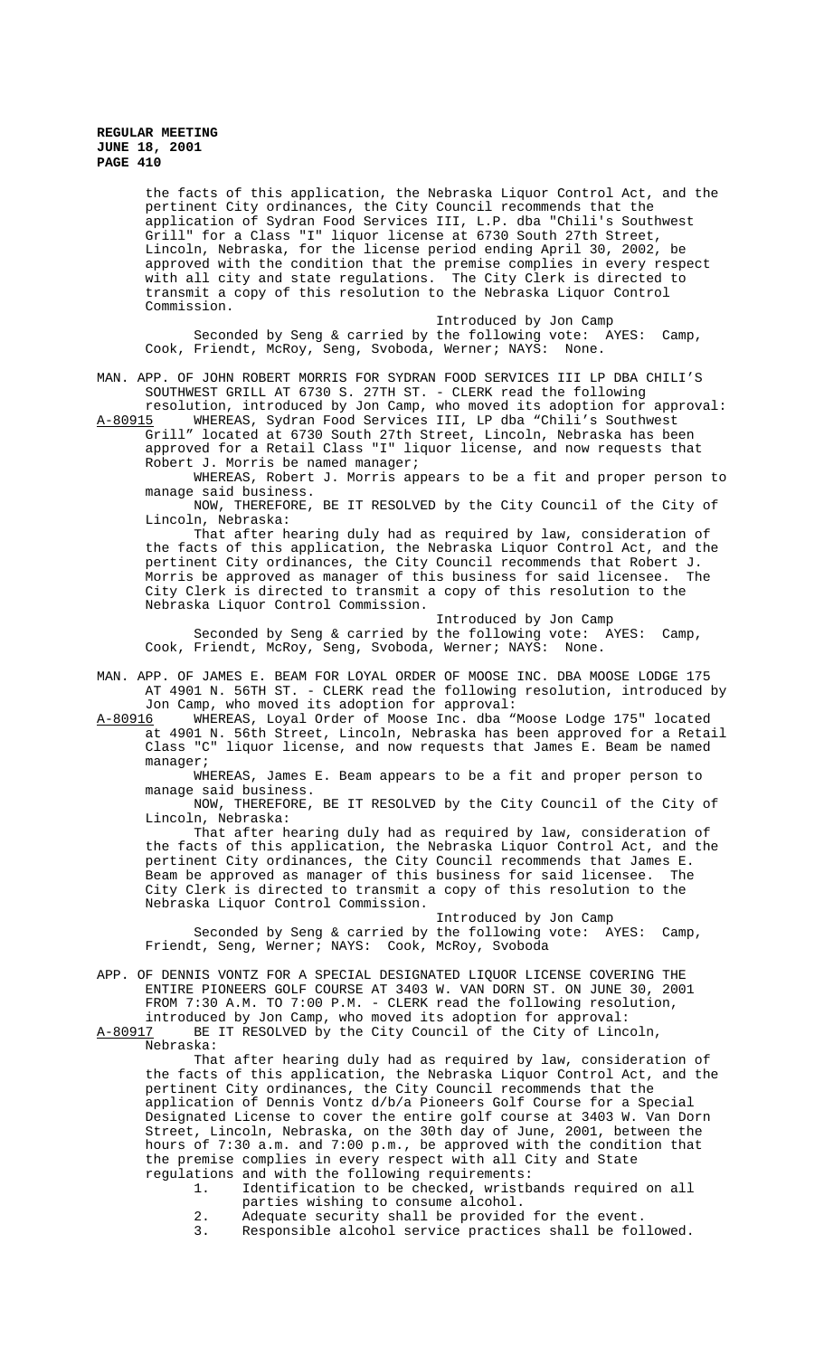the facts of this application, the Nebraska Liquor Control Act, and the pertinent City ordinances, the City Council recommends that the application of Sydran Food Services III, L.P. dba "Chili's Southwest Grill" for a Class "I" liquor license at 6730 South 27th Street, Lincoln, Nebraska, for the license period ending April 30, 2002, be approved with the condition that the premise complies in every respect with all city and state regulations. The City Clerk is directed to transmit a copy of this resolution to the Nebraska Liquor Control Commission.

Introduced by Jon Camp

Seconded by Seng & carried by the following vote: AYES: Camp, Cook, Friendt, McRoy, Seng, Svoboda, Werner; NAYS: None.

MAN. APP. OF JOHN ROBERT MORRIS FOR SYDRAN FOOD SERVICES III LP DBA CHILI'S SOUTHWEST GRILL AT 6730 S. 27TH ST. - CLERK read the following resolution, introduced by Jon Camp, who moved its adoption for approval:

A-80915 WHEREAS, Sydran Food Services III, LP dba "Chili's Southwest Grill" located at 6730 South 27th Street, Lincoln, Nebraska has been approved for a Retail Class "I" liquor license, and now requests that Robert J. Morris be named manager;

WHEREAS, Robert J. Morris appears to be a fit and proper person to manage said business.

NOW, THEREFORE, BE IT RESOLVED by the City Council of the City of Lincoln, Nebraska:

That after hearing duly had as required by law, consideration of the facts of this application, the Nebraska Liquor Control Act, and the pertinent City ordinances, the City Council recommends that Robert J. Morris be approved as manager of this business for said licensee. The City Clerk is directed to transmit a copy of this resolution to the Nebraska Liquor Control Commission.

Introduced by Jon Camp

Seconded by Seng & carried by the following vote: AYES: Camp, Cook, Friendt, McRoy, Seng, Svoboda, Werner; NAYS: None.

MAN. APP. OF JAMES E. BEAM FOR LOYAL ORDER OF MOOSE INC. DBA MOOSE LODGE 175 AT 4901 N. 56TH ST. - CLERK read the following resolution, introduced by Jon Camp, who moved its adoption for approval:

A-80916 WHEREAS, Loyal Order of Moose Inc. dba "Moose Lodge 175" located at 4901 N. 56th Street, Lincoln, Nebraska has been approved for a Retail Class "C" liquor license, and now requests that James E. Beam be named manager;

WHEREAS, James E. Beam appears to be a fit and proper person to manage said business.

NOW, THEREFORE, BE IT RESOLVED by the City Council of the City of Lincoln, Nebraska:

That after hearing duly had as required by law, consideration of the facts of this application, the Nebraska Liquor Control Act, and the pertinent City ordinances, the City Council recommends that James E. Beam be approved as manager of this business for said licensee. The City Clerk is directed to transmit a copy of this resolution to the Nebraska Liquor Control Commission.

Introduced by Jon Camp

Seconded by Seng & carried by the following vote: AYES: Camp, Friendt, Seng, Werner; NAYS: Cook, McRoy, Svoboda

APP. OF DENNIS VONTZ FOR A SPECIAL DESIGNATED LIQUOR LICENSE COVERING THE ENTIRE PIONEERS GOLF COURSE AT 3403 W. VAN DORN ST. ON JUNE 30, 2001 FROM 7:30 A.M. TO 7:00 P.M. - CLERK read the following resolution, introduced by Jon Camp, who moved its adoption for approval:

A-80917 BE IT RESOLVED by the City Council of the City of Lincoln, Nebraska:

That after hearing duly had as required by law, consideration of the facts of this application, the Nebraska Liquor Control Act, and the pertinent City ordinances, the City Council recommends that the application of Dennis Vontz d/b/a Pioneers Golf Course for a Special Designated License to cover the entire golf course at 3403 W. Van Dorn Street, Lincoln, Nebraska, on the 30th day of June, 2001, between the hours of 7:30 a.m. and 7:00 p.m., be approved with the condition that the premise complies in every respect with all City and State regulations and with the following requirements:

1. Identification to be checked, wristbands required on all parties wishing to consume alcohol.
2. Adequate security shall be provided for the event.
3. Responsible alcohol service practices shall be followed.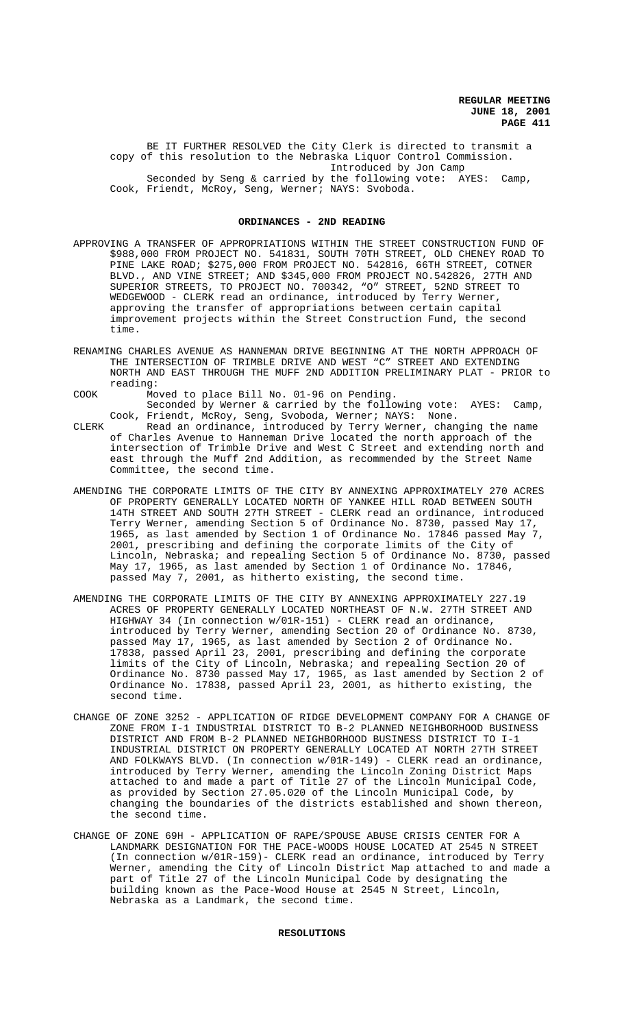BE IT FURTHER RESOLVED the City Clerk is directed to transmit a copy of this resolution to the Nebraska Liquor Control Commission.

Introduced by Jon Camp

Seconded by Seng & carried by the following vote: AYES: Camp, Cook, Friendt, McRoy, Seng, Werner; NAYS: Svoboda.

## ORDINANCES - 2ND READING

APPROVING A TRANSFER OF APPROPRIATIONS WITHIN THE STREET CONSTRUCTION FUND OF $988,000 FROM PROJECT NO. 541831, SOUTH 70TH STREET, OLD CHENEY ROAD TO PINE LAKE ROAD; $275,000 FROM PROJECT NO. 542816, 66TH STREET, COTNER BLVD., AND VINE STREET; AND $345,000 FROM PROJECT NO.542826, 27TH AND SUPERIOR STREETS, TO PROJECT NO. 700342, "O" STREET, 52ND STREET TO WEDGEWOOD - CLERK read an ordinance, introduced by Terry Werner, approving the transfer of appropriations between certain capital improvement projects within the Street Construction Fund, the second time.

RENAMING CHARLES AVENUE AS HANNEMAN DRIVE BEGINNING AT THE NORTH APPROACH OF THE INTERSECTION OF TRIMBLE DRIVE AND WEST "C" STREET AND EXTENDING NORTH AND EAST THROUGH THE MUFF 2ND ADDITION PRELIMINARY PLAT - PRIOR to reading:

COOK Moved to place Bill No. 01-96 on Pending.

Seconded by Werner & carried by the following vote: AYES: Camp, Cook, Friendt, McRoy, Seng, Svoboda, Werner; NAYS: None.

CLERK Read an ordinance, introduced by Terry Werner, changing the name of Charles Avenue to Hanneman Drive located the north approach of the intersection of Trimble Drive and West C Street and extending north and east through the Muff 2nd Addition, as recommended by the Street Name Committee, the second time.

AMENDING THE CORPORATE LIMITS OF THE CITY BY ANNEXING APPROXIMATELY 270 ACRES OF PROPERTY GENERALLY LOCATED NORTH OF YANKEE HILL ROAD BETWEEN SOUTH 14TH STREET AND SOUTH 27TH STREET - CLERK read an ordinance, introduced Terry Werner, amending Section 5 of Ordinance No. 8730, passed May 17, 1965, as last amended by Section 1 of Ordinance No. 17846 passed May 7, 2001, prescribing and defining the corporate limits of the City of Lincoln, Nebraska; and repealing Section 5 of Ordinance No. 8730, passed May 17, 1965, as last amended by Section 1 of Ordinance No. 17846, passed May 7, 2001, as hitherto existing, the second time.

AMENDING THE CORPORATE LIMITS OF THE CITY BY ANNEXING APPROXIMATELY 227.19 ACRES OF PROPERTY GENERALLY LOCATED NORTHEAST OF N.W. 27TH STREET AND HIGHWAY 34 (In connection w/01R-151) - CLERK read an ordinance, introduced by Terry Werner, amending Section 20 of Ordinance No. 8730, passed May 17, 1965, as last amended by Section 2 of Ordinance No. 17838, passed April 23, 2001, prescribing and defining the corporate limits of the City of Lincoln, Nebraska; and repealing Section 20 of Ordinance No. 8730 passed May 17, 1965, as last amended by Section 2 of Ordinance No. 17838, passed April 23, 2001, as hitherto existing, the second time.

CHANGE OF ZONE 3252 - APPLICATION OF RIDGE DEVELOPMENT COMPANY FOR A CHANGE OF ZONE FROM I-1 INDUSTRIAL DISTRICT TO B-2 PLANNED NEIGHBORHOOD BUSINESS DISTRICT AND FROM B-2 PLANNED NEIGHBORHOOD BUSINESS DISTRICT TO I-1 INDUSTRIAL DISTRICT ON PROPERTY GENERALLY LOCATED AT NORTH 27TH STREET AND FOLKWAYS BLVD. (In connection w/01R-149) - CLERK read an ordinance, introduced by Terry Werner, amending the Lincoln Zoning District Maps attached to and made a part of Title 27 of the Lincoln Municipal Code, as provided by Section 27.05.020 of the Lincoln Municipal Code, by changing the boundaries of the districts established and shown thereon, the second time.

CHANGE OF ZONE 69H - APPLICATION OF RAPE/SPOUSE ABUSE CRISIS CENTER FOR A LANDMARK DESIGNATION FOR THE PACE-WOODS HOUSE LOCATED AT 2545 N STREET (In connection w/01R-159)- CLERK read an ordinance, introduced by Terry Werner, amending the City of Lincoln District Map attached to and made a part of Title 27 of the Lincoln Municipal Code by designating the building known as the Pace-Wood House at 2545 N Street, Lincoln, Nebraska as a Landmark, the second time.

## RESOLUTIONS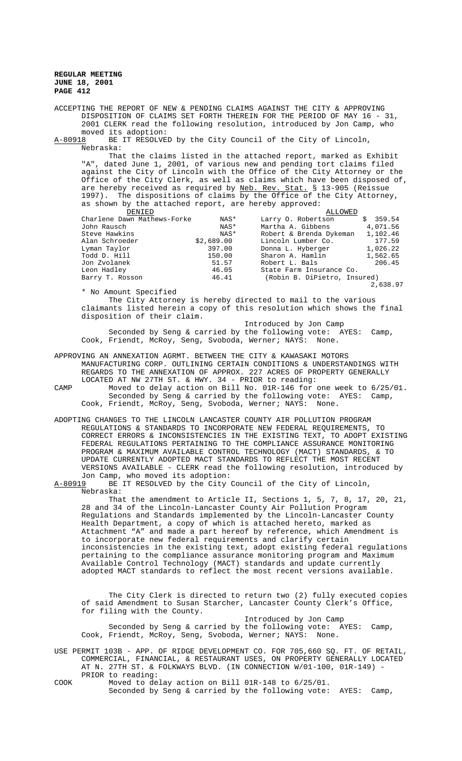**REGULAR MEETING**
**JUNE 18, 2001**

ACCEPTING THE REPORT OF NEW & PENDING CLAIMS AGAINST THE CITY & APPROVING DISPOSITION OF CLAIMS SET FORTH THEREIN FOR THE PERIOD OF MAY 16 - 31, 2001 CLERK read the following resolution, introduced by Jon Camp, who moved its adoption:

A-80918 BE IT RESOLVED by the City Council of the City of Lincoln, Nebraska:

That the claims listed in the attached report, marked as Exhibit "A", dated June 1, 2001, of various new and pending tort claims filed against the City of Lincoln with the Office of the City Attorney or the Office of the City Clerk, as well as claims which have been disposed of, are hereby received as required by Neb. Rev. Stat. § 13-905 (Reissue 1997). The dispositions of claims by the Office of the City Attorney, as shown by the attached report, are hereby approved:

| DENIED | | ALLOWED | |
|---|---|---|---|
| Charlene Dawn Mathews-Forke | NAS* | Larry O. Robertson | $ 359.54 |
| John Rausch | NAS* | Martha A. Gibbens | 4,071.56 |
| Steve Hawkins | NAS* | Robert & Brenda Dykeman | 1,102.46 |
| Alan Schroeder | $2,689.00 | Lincoln Lumber Co. | 177.59 |
| Lyman Taylor | 397.00 | Donna L. Hyberger | 1,026.22 |
| Todd D. Hill | 150.00 | Sharon A. Hamlin | 1,562.65 |
| Jon Zvolanek | 51.57 | Robert L. Bals | 206.45 |
| Leon Hadley | 46.05 | State Farm Insurance Co. | |
| Barry T. Rosson | 46.41 | (Robin B. DiPietro, Insured) | |
| | | | 2,638.97 |

\* No Amount Specified

The City Attorney is hereby directed to mail to the various claimants listed herein a copy of this resolution which shows the final disposition of their claim.

Introduced by Jon Camp

Seconded by Seng & carried by the following vote: AYES: Camp, Cook, Friendt, McRoy, Seng, Svoboda, Werner; NAYS: None.

APPROVING AN ANNEXATION AGRMT. BETWEEN THE CITY & KAWASAKI MOTORS MANUFACTURING CORP. OUTLINING CERTAIN CONDITIONS & UNDERSTANDINGS WITH REGARDS TO THE ANNEXATION OF APPROX. 227 ACRES OF PROPERTY GENERALLY LOCATED AT NW 27TH ST. & HWY. 34 - PRIOR to reading:

CAMP Moved to delay action on Bill No. 01R-146 for one week to 6/25/01.

Seconded by Seng & carried by the following vote: AYES: Camp, Cook, Friendt, McRoy, Seng, Svoboda, Werner; NAYS: None.

ADOPTING CHANGES TO THE LINCOLN LANCASTER COUNTY AIR POLLUTION PROGRAM REGULATIONS & STANDARDS TO INCORPORATE NEW FEDERAL REQUIREMENTS, TO CORRECT ERRORS & INCONSISTENCIES IN THE EXISTING TEXT, TO ADOPT EXISTING FEDERAL REGULATIONS PERTAINING TO THE COMPLIANCE ASSURANCE MONITORING PROGRAM & MAXIMUM AVAILABLE CONTROL TECHNOLOGY (MACT) STANDARDS, & TO UPDATE CURRENTLY ADOPTED MACT STANDARDS TO REFLECT THE MOST RECENT VERSIONS AVAILABLE - CLERK read the following resolution, introduced by Jon Camp, who moved its adoption:

A-80919 BE IT RESOLVED by the City Council of the City of Lincoln, Nebraska:

That the amendment to Article II, Sections 1, 5, 7, 8, 17, 20, 21, 28 and 34 of the Lincoln-Lancaster County Air Pollution Program Regulations and Standards implemented by the Lincoln-Lancaster County Health Department, a copy of which is attached hereto, marked as Attachment "A" and made a part hereof by reference, which Amendment is to incorporate new federal requirements and clarify certain inconsistencies in the existing text, adopt existing federal regulations pertaining to the compliance assurance monitoring program and Maximum Available Control Technology (MACT) standards and update currently adopted MACT standards to reflect the most recent versions available.

The City Clerk is directed to return two (2) fully executed copies of said Amendment to Susan Starcher, Lancaster County Clerk's Office, for filing with the County.

Introduced by Jon Camp

Seconded by Seng & carried by the following vote: AYES: Camp, Cook, Friendt, McRoy, Seng, Svoboda, Werner; NAYS: None.

USE PERMIT 103B - APP. OF RIDGE DEVELOPMENT CO. FOR 705,660 SQ. FT. OF RETAIL, COMMERCIAL, FINANCIAL, & RESTAURANT USES, ON PROPERTY GENERALLY LOCATED AT N. 27TH ST. & FOLKWAYS BLVD. (IN CONNECTION W/01-100, 01R-149) - PRIOR to reading:

COOK Moved to delay action on Bill 01R-148 to 6/25/01.

Seconded by Seng & carried by the following vote: AYES: Camp,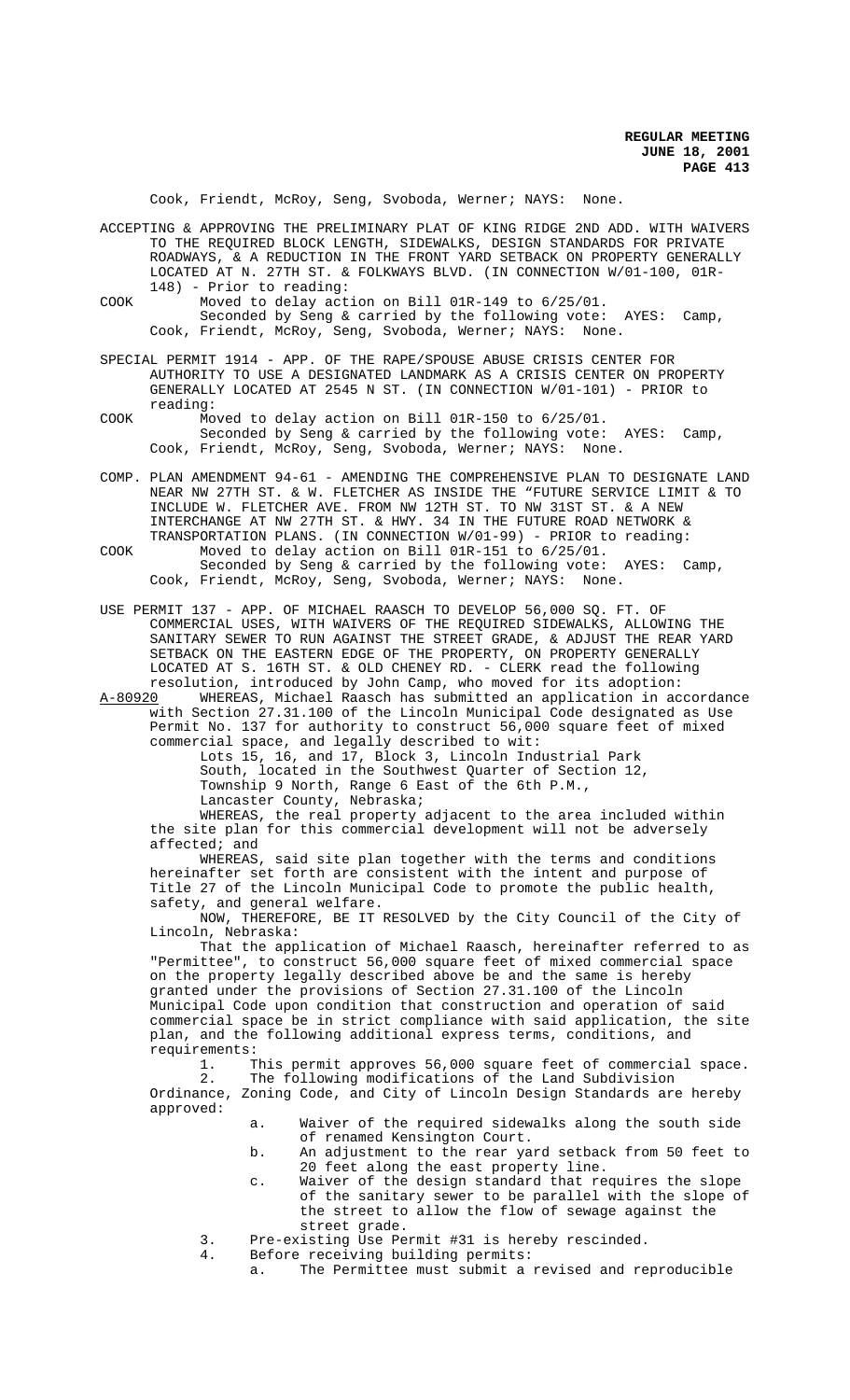Cook, Friendt, McRoy, Seng, Svoboda, Werner; NAYS: None.

ACCEPTING & APPROVING THE PRELIMINARY PLAT OF KING RIDGE 2ND ADD. WITH WAIVERS TO THE REQUIRED BLOCK LENGTH, SIDEWALKS, DESIGN STANDARDS FOR PRIVATE ROADWAYS, & A REDUCTION IN THE FRONT YARD SETBACK ON PROPERTY GENERALLY LOCATED AT N. 27TH ST. & FOLKWAYS BLVD. (IN CONNECTION W/01-100, 01R-148) - Prior to reading:

COOK Moved to delay action on Bill 01R-149 to 6/25/01.
Seconded by Seng & carried by the following vote: AYES: Camp, Cook, Friendt, McRoy, Seng, Svoboda, Werner; NAYS: None.

SPECIAL PERMIT 1914 - APP. OF THE RAPE/SPOUSE ABUSE CRISIS CENTER FOR AUTHORITY TO USE A DESIGNATED LANDMARK AS A CRISIS CENTER ON PROPERTY GENERALLY LOCATED AT 2545 N ST. (IN CONNECTION W/01-101) - PRIOR to reading:

COOK Moved to delay action on Bill 01R-150 to 6/25/01.
Seconded by Seng & carried by the following vote: AYES: Camp, Cook, Friendt, McRoy, Seng, Svoboda, Werner; NAYS: None.

COMP. PLAN AMENDMENT 94-61 - AMENDING THE COMPREHENSIVE PLAN TO DESIGNATE LAND NEAR NW 27TH ST. & W. FLETCHER AS INSIDE THE "FUTURE SERVICE LIMIT & TO INCLUDE W. FLETCHER AVE. FROM NW 12TH ST. TO NW 31ST ST. & A NEW INTERCHANGE AT NW 27TH ST. & HWY. 34 IN THE FUTURE ROAD NETWORK & TRANSPORTATION PLANS. (IN CONNECTION W/01-99) - PRIOR to reading:

COOK Moved to delay action on Bill 01R-151 to 6/25/01.
Seconded by Seng & carried by the following vote: AYES: Camp, Cook, Friendt, McRoy, Seng, Svoboda, Werner; NAYS: None.

USE PERMIT 137 - APP. OF MICHAEL RAASCH TO DEVELOP 56,000 SQ. FT. OF COMMERCIAL USES, WITH WAIVERS OF THE REQUIRED SIDEWALKS, ALLOWING THE SANITARY SEWER TO RUN AGAINST THE STREET GRADE, & ADJUST THE REAR YARD SETBACK ON THE EASTERN EDGE OF THE PROPERTY, ON PROPERTY GENERALLY LOCATED AT S. 16TH ST. & OLD CHENEY RD. - CLERK read the following resolution, introduced by John Camp, who moved for its adoption:

A-80920 WHEREAS, Michael Raasch has submitted an application in accordance with Section 27.31.100 of the Lincoln Municipal Code designated as Use Permit No. 137 for authority to construct 56,000 square feet of mixed commercial space, and legally described to wit:

Lots 15, 16, and 17, Block 3, Lincoln Industrial Park South, located in the Southwest Quarter of Section 12, Township 9 North, Range 6 East of the 6th P.M., Lancaster County, Nebraska;

WHEREAS, the real property adjacent to the area included within the site plan for this commercial development will not be adversely affected; and

WHEREAS, said site plan together with the terms and conditions hereinafter set forth are consistent with the intent and purpose of Title 27 of the Lincoln Municipal Code to promote the public health, safety, and general welfare.

NOW, THEREFORE, BE IT RESOLVED by the City Council of the City of Lincoln, Nebraska:

That the application of Michael Raasch, hereinafter referred to as "Permittee", to construct 56,000 square feet of mixed commercial space on the property legally described above be and the same is hereby granted under the provisions of Section 27.31.100 of the Lincoln Municipal Code upon condition that construction and operation of said commercial space be in strict compliance with said application, the site plan, and the following additional express terms, conditions, and requirements:

1. This permit approves 56,000 square feet of commercial space.
2. The following modifications of the Land Subdivision Ordinance, Zoning Code, and City of Lincoln Design Standards are hereby approved:
    a. Waiver of the required sidewalks along the south side of renamed Kensington Court.
    b. An adjustment to the rear yard setback from 50 feet to 20 feet along the east property line.
    c. Waiver of the design standard that requires the slope of the sanitary sewer to be parallel with the slope of the street to allow the flow of sewage against the street grade.
3. Pre-existing Use Permit #31 is hereby rescinded.
4. Before receiving building permits:
    a. The Permittee must submit a revised and reproducible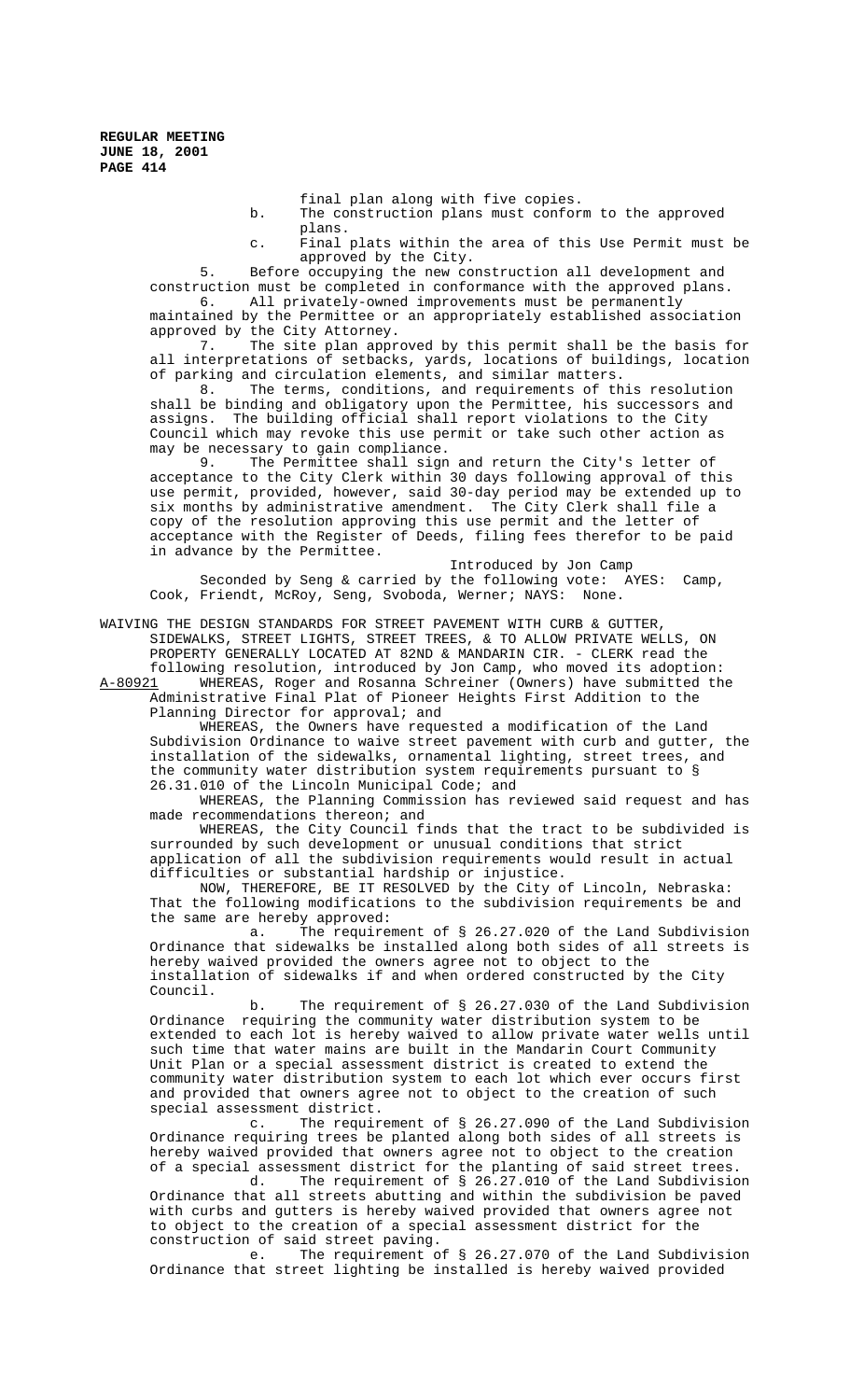final plan along with five copies.

b. The construction plans must conform to the approved plans.

c. Final plats within the area of this Use Permit must be approved by the City.

5. Before occupying the new construction all development and construction must be completed in conformance with the approved plans.

6. All privately-owned improvements must be permanently maintained by the Permittee or an appropriately established association approved by the City Attorney.

7. The site plan approved by this permit shall be the basis for all interpretations of setbacks, yards, locations of buildings, location of parking and circulation elements, and similar matters.

8. The terms, conditions, and requirements of this resolution shall be binding and obligatory upon the Permittee, his successors and assigns. The building official shall report violations to the City Council which may revoke this use permit or take such other action as may be necessary to gain compliance.

9. The Permittee shall sign and return the City's letter of acceptance to the City Clerk within 30 days following approval of this use permit, provided, however, said 30-day period may be extended up to six months by administrative amendment. The City Clerk shall file a copy of the resolution approving this use permit and the letter of acceptance with the Register of Deeds, filing fees therefor to be paid in advance by the Permittee.

Introduced by Jon Camp

Seconded by Seng & carried by the following vote: AYES: Camp, Cook, Friendt, McRoy, Seng, Svoboda, Werner; NAYS: None.

WAIVING THE DESIGN STANDARDS FOR STREET PAVEMENT WITH CURB & GUTTER, SIDEWALKS, STREET LIGHTS, STREET TREES, & TO ALLOW PRIVATE WELLS, ON PROPERTY GENERALLY LOCATED AT 82ND & MANDARIN CIR. - CLERK read the following resolution, introduced by Jon Camp, who moved its adoption:

A-80921 WHEREAS, Roger and Rosanna Schreiner (Owners) have submitted the Administrative Final Plat of Pioneer Heights First Addition to the Planning Director for approval; and

WHEREAS, the Owners have requested a modification of the Land Subdivision Ordinance to waive street pavement with curb and gutter, the installation of the sidewalks, ornamental lighting, street trees, and the community water distribution system requirements pursuant to § 26.31.010 of the Lincoln Municipal Code; and

WHEREAS, the Planning Commission has reviewed said request and has made recommendations thereon; and

WHEREAS, the City Council finds that the tract to be subdivided is surrounded by such development or unusual conditions that strict application of all the subdivision requirements would result in actual difficulties or substantial hardship or injustice.

NOW, THEREFORE, BE IT RESOLVED by the City of Lincoln, Nebraska: That the following modifications to the subdivision requirements be and the same are hereby approved:

a. The requirement of § 26.27.020 of the Land Subdivision Ordinance that sidewalks be installed along both sides of all streets is hereby waived provided the owners agree not to object to the installation of sidewalks if and when ordered constructed by the City Council.

b. The requirement of § 26.27.030 of the Land Subdivision Ordinance requiring the community water distribution system to be extended to each lot is hereby waived to allow private water wells until such time that water mains are built in the Mandarin Court Community Unit Plan or a special assessment district is created to extend the community water distribution system to each lot which ever occurs first and provided that owners agree not to object to the creation of such special assessment district.

c. The requirement of § 26.27.090 of the Land Subdivision Ordinance requiring trees be planted along both sides of all streets is hereby waived provided that owners agree not to object to the creation of a special assessment district for the planting of said street trees.

d. The requirement of § 26.27.010 of the Land Subdivision Ordinance that all streets abutting and within the subdivision be paved with curbs and gutters is hereby waived provided that owners agree not to object to the creation of a special assessment district for the construction of said street paving.

e. The requirement of § 26.27.070 of the Land Subdivision Ordinance that street lighting be installed is hereby waived provided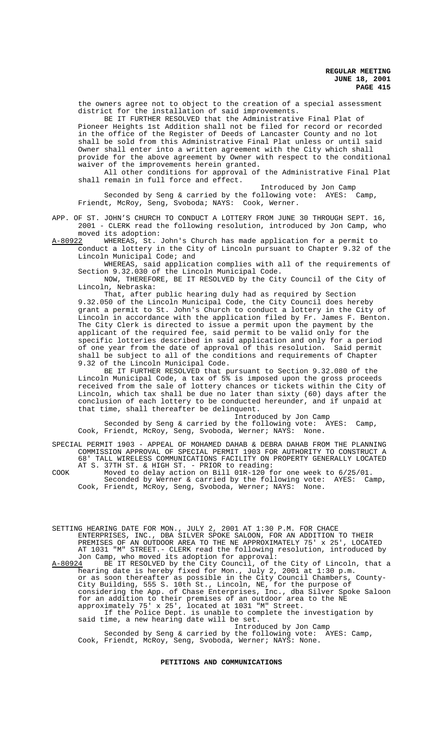the owners agree not to object to the creation of a special assessment district for the installation of said improvements.

BE IT FURTHER RESOLVED that the Administrative Final Plat of Pioneer Heights 1st Addition shall not be filed for record or recorded in the office of the Register of Deeds of Lancaster County and no lot shall be sold from this Administrative Final Plat unless or until said Owner shall enter into a written agreement with the City which shall provide for the above agreement by Owner with respect to the conditional waiver of the improvements herein granted.

All other conditions for approval of the Administrative Final Plat shall remain in full force and effect.

Introduced by Jon Camp

Seconded by Seng & carried by the following vote: AYES: Camp, Friendt, McRoy, Seng, Svoboda; NAYS: Cook, Werner.

APP. OF ST. JOHN'S CHURCH TO CONDUCT A LOTTERY FROM JUNE 30 THROUGH SEPT. 16, 2001 - CLERK read the following resolution, introduced by Jon Camp, who moved its adoption:

A-80922 WHEREAS, St. John's Church has made application for a permit to conduct a lottery in the City of Lincoln pursuant to Chapter 9.32 of the Lincoln Municipal Code; and

WHEREAS, said application complies with all of the requirements of Section 9.32.030 of the Lincoln Municipal Code.

NOW, THEREFORE, BE IT RESOLVED by the City Council of the City of Lincoln, Nebraska:

That, after public hearing duly had as required by Section 9.32.050 of the Lincoln Municipal Code, the City Council does hereby grant a permit to St. John's Church to conduct a lottery in the City of Lincoln in accordance with the application filed by Fr. James F. Benton. The City Clerk is directed to issue a permit upon the payment by the applicant of the required fee, said permit to be valid only for the specific lotteries described in said application and only for a period of one year from the date of approval of this resolution. Said permit shall be subject to all of the conditions and requirements of Chapter 9.32 of the Lincoln Municipal Code.

BE IT FURTHER RESOLVED that pursuant to Section 9.32.080 of the Lincoln Municipal Code, a tax of 5% is imposed upon the gross proceeds received from the sale of lottery chances or tickets within the City of Lincoln, which tax shall be due no later than sixty (60) days after the conclusion of each lottery to be conducted hereunder, and if unpaid at that time, shall thereafter be delinquent.

Introduced by Jon Camp

Seconded by Seng & carried by the following vote: AYES: Camp, Cook, Friendt, McRoy, Seng, Svoboda, Werner; NAYS: None.

SPECIAL PERMIT 1903 - APPEAL OF MOHAMED DAHAB & DEBRA DAHAB FROM THE PLANNING COMMISSION APPROVAL OF SPECIAL PERMIT 1903 FOR AUTHORITY TO CONSTRUCT A 68' TALL WIRELESS COMMUNICATIONS FACILITY ON PROPERTY GENERALLY LOCATED AT S. 37TH ST. & HIGH ST. - PRIOR to reading:

COOK Moved to delay action on Bill 01R-120 for one week to 6/25/01.

Seconded by Werner & carried by the following vote: AYES: Camp, Cook, Friendt, McRoy, Seng, Svoboda, Werner; NAYS: None.

SETTING HEARING DATE FOR MON., JULY 2, 2001 AT 1:30 P.M. FOR CHACE ENTERPRISES, INC., DBA SILVER SPOKE SALOON, FOR AN ADDITION TO THEIR PREMISES OF AN OUTDOOR AREA TO THE NE APPROXIMATELY 75' x 25', LOCATED AT 1031 "M" STREET.- CLERK read the following resolution, introduced by Jon Camp, who moved its adoption for approval:

A-80924 BE IT RESOLVED by the City Council, of the City of Lincoln, that a hearing date is hereby fixed for Mon., July 2, 2001 at 1:30 p.m. or as soon thereafter as possible in the City Council Chambers, County-City Building, 555 S. 10th St., Lincoln, NE, for the purpose of considering the App. of Chase Enterprises, Inc., dba Silver Spoke Saloon for an addition to their premises of an outdoor area to the NE approximately 75' x 25', located at 1031 "M" Street.

If the Police Dept. is unable to complete the investigation by said time, a new hearing date will be set.

Introduced by Jon Camp

Seconded by Seng & carried by the following vote: AYES: Camp, Cook, Friendt, McRoy, Seng, Svoboda, Werner; NAYS: None.

## PETITIONS AND COMMUNICATIONS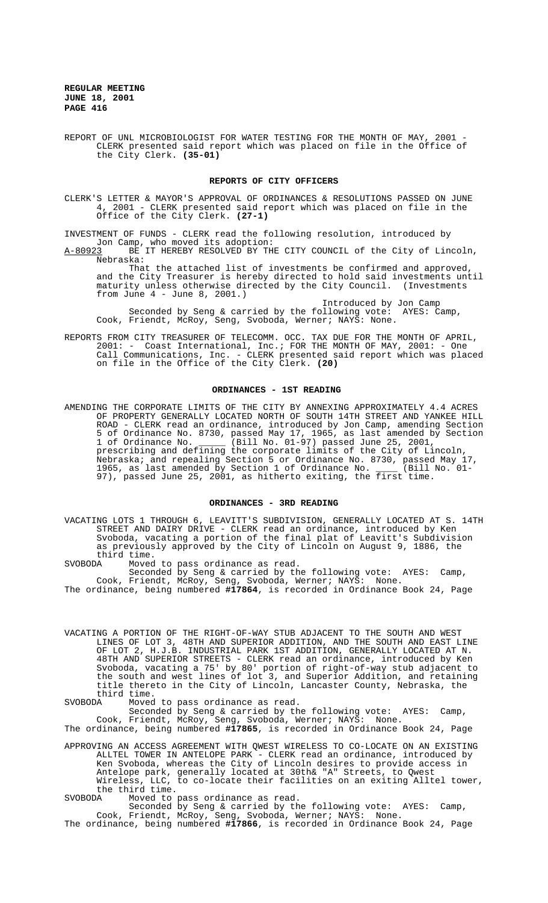REPORT OF UNL MICROBIOLOGIST FOR WATER TESTING FOR THE MONTH OF MAY, 2001 - CLERK presented said report which was placed on file in the Office of the City Clerk. **(35-01)**

## REPORTS OF CITY OFFICERS

CLERK'S LETTER & MAYOR'S APPROVAL OF ORDINANCES & RESOLUTIONS PASSED ON JUNE 4, 2001 - CLERK presented said report which was placed on file in the Office of the City Clerk. **(27-1)**

INVESTMENT OF FUNDS - CLERK read the following resolution, introduced by Jon Camp, who moved its adoption:

A-80923 BE IT HEREBY RESOLVED BY THE CITY COUNCIL of the City of Lincoln, Nebraska:

That the attached list of investments be confirmed and approved, and the City Treasurer is hereby directed to hold said investments until maturity unless otherwise directed by the City Council. (Investments from June 4 - June 8, 2001.)

Introduced by Jon Camp

Seconded by Seng & carried by the following vote: AYES: Camp, Cook, Friendt, McRoy, Seng, Svoboda, Werner; NAYS: None.

REPORTS FROM CITY TREASURER OF TELECOMM. OCC. TAX DUE FOR THE MONTH OF APRIL, 2001: - Coast International, Inc.; FOR THE MONTH OF MAY, 2001: - One Call Communications, Inc. - CLERK presented said report which was placed on file in the Office of the City Clerk. **(20)**

## ORDINANCES - 1ST READING

AMENDING THE CORPORATE LIMITS OF THE CITY BY ANNEXING APPROXIMATELY 4.4 ACRES OF PROPERTY GENERALLY LOCATED NORTH OF SOUTH 14TH STREET AND YANKEE HILL ROAD - CLERK read an ordinance, introduced by Jon Camp, amending Section 5 of Ordinance No. 8730, passed May 17, 1965, as last amended by Section 1 of Ordinance No. _____ (Bill No. 01-97) passed June 25, 2001, prescribing and defining the corporate limits of the City of Lincoln, Nebraska; and repealing Section 5 or Ordinance No. 8730, passed May 17, 1965, as last amended by Section 1 of Ordinance No. ____ (Bill No. 01-97), passed June 25, 2001, as hitherto exiting, the first time.

## ORDINANCES - 3RD READING

VACATING LOTS 1 THROUGH 6, LEAVITT'S SUBDIVISION, GENERALLY LOCATED AT S. 14TH STREET AND DAIRY DRIVE - CLERK read an ordinance, introduced by Ken Svoboda, vacating a portion of the final plat of Leavitt's Subdivision as previously approved by the City of Lincoln on August 9, 1886, the third time.

SVOBODA Moved to pass ordinance as read.

Seconded by Seng & carried by the following vote: AYES: Camp, Cook, Friendt, McRoy, Seng, Svoboda, Werner; NAYS: None.

The ordinance, being numbered **#17864**, is recorded in Ordinance Book 24, Page

VACATING A PORTION OF THE RIGHT-OF-WAY STUB ADJACENT TO THE SOUTH AND WEST LINES OF LOT 3, 48TH AND SUPERIOR ADDITION, AND THE SOUTH AND EAST LINE OF LOT 2, H.J.B. INDUSTRIAL PARK 1ST ADDITION, GENERALLY LOCATED AT N. 48TH AND SUPERIOR STREETS - CLERK read an ordinance, introduced by Ken Svoboda, vacating a 75' by 80' portion of right-of-way stub adjacent to the south and west lines of lot 3, and Superior Addition, and retaining title thereto in the City of Lincoln, Lancaster County, Nebraska, the third time.

SVOBODA Moved to pass ordinance as read.

Seconded by Seng & carried by the following vote: AYES: Camp, Cook, Friendt, McRoy, Seng, Svoboda, Werner; NAYS: None.

The ordinance, being numbered **#17865**, is recorded in Ordinance Book 24, Page

APPROVING AN ACCESS AGREEMENT WITH QWEST WIRELESS TO CO-LOCATE ON AN EXISTING ALLTEL TOWER IN ANTELOPE PARK - CLERK read an ordinance, introduced by Ken Svoboda, whereas the City of Lincoln desires to provide access in Antelope park, generally located at 30th& "A" Streets, to Qwest Wireless, LLC, to co-locate their facilities on an exiting Alltel tower, the third time.

SVOBODA Moved to pass ordinance as read.

Seconded by Seng & carried by the following vote: AYES: Camp, Cook, Friendt, McRoy, Seng, Svoboda, Werner; NAYS: None.

The ordinance, being numbered **#17866**, is recorded in Ordinance Book 24, Page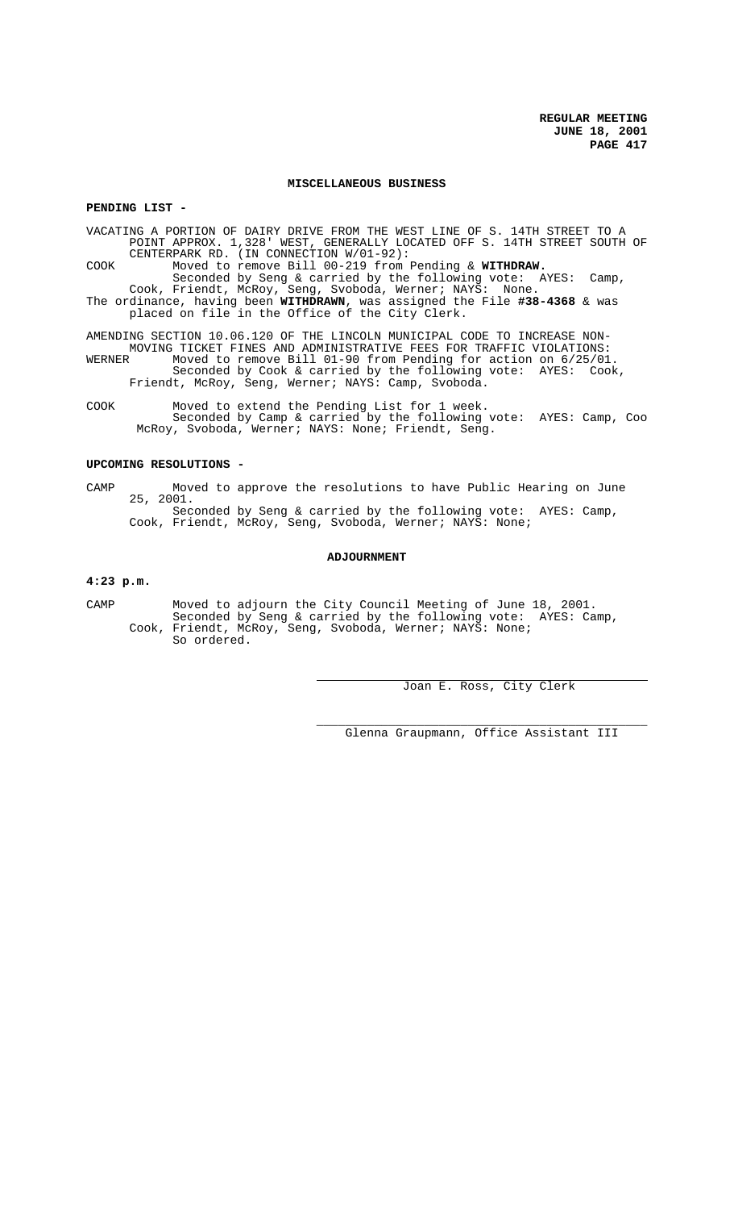## MISCELLANEOUS BUSINESS

**PENDING LIST -**

VACATING A PORTION OF DAIRY DRIVE FROM THE WEST LINE OF S. 14TH STREET TO A POINT APPROX. 1,328' WEST, GENERALLY LOCATED OFF S. 14TH STREET SOUTH OF CENTERPARK RD. (IN CONNECTION W/01-92):

COOK Moved to remove Bill 00-219 from Pending & **WITHDRAW.**
Seconded by Seng & carried by the following vote: AYES: Camp, Cook, Friendt, McRoy, Seng, Svoboda, Werner; NAYS: None.

The ordinance, having been **WITHDRAWN**, was assigned the File **#38-4368** & was placed on file in the Office of the City Clerk.

AMENDING SECTION 10.06.120 OF THE LINCOLN MUNICIPAL CODE TO INCREASE NON-MOVING TICKET FINES AND ADMINISTRATIVE FEES FOR TRAFFIC VIOLATIONS:

WERNER Moved to remove Bill 01-90 from Pending for action on 6/25/01.
Seconded by Cook & carried by the following vote: AYES: Cook, Friendt, McRoy, Seng, Werner; NAYS: Camp, Svoboda.

COOK Moved to extend the Pending List for 1 week.
Seconded by Camp & carried by the following vote: AYES: Camp, Coo McRoy, Svoboda, Werner; NAYS: None; Friendt, Seng.

**UPCOMING RESOLUTIONS -**

CAMP Moved to approve the resolutions to have Public Hearing on June 25, 2001.
Seconded by Seng & carried by the following vote: AYES: Camp, Cook, Friendt, McRoy, Seng, Svoboda, Werner; NAYS: None;

## ADJOURNMENT

**4:23 p.m.**

CAMP Moved to adjourn the City Council Meeting of June 18, 2001.
Seconded by Seng & carried by the following vote: AYES: Camp, Cook, Friendt, McRoy, Seng, Svoboda, Werner; NAYS: None;
So ordered.

Joan E. Ross, City Clerk

Glenna Graupmann, Office Assistant III